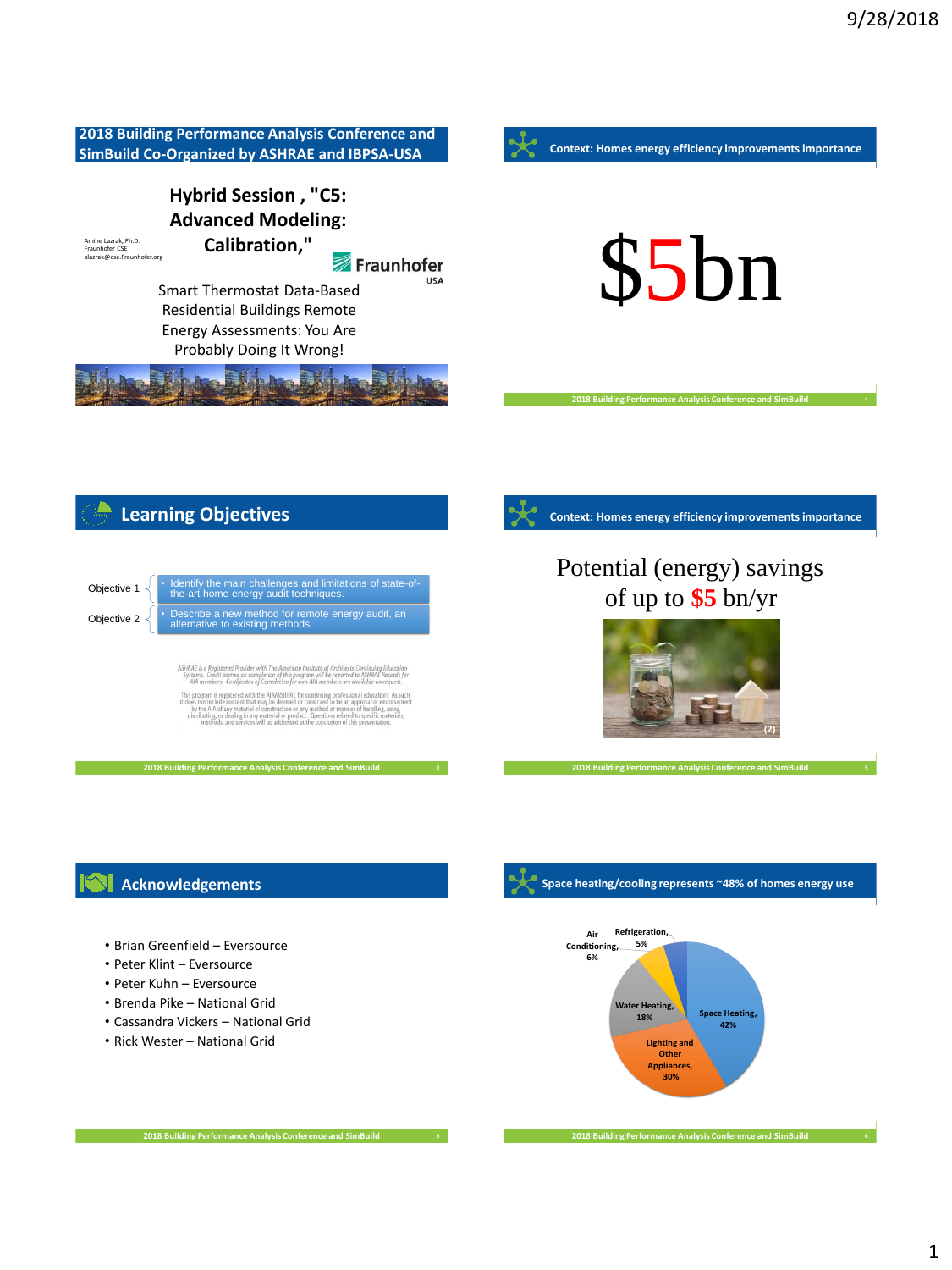## 2018 Building Performance Analysis Conference and SimBuild Co-Organized by ASHRAE and IBPSA-USA

### Hybrid Session , "C5: Advanced Modeling: Calibration,"

Amine Lazrak, Ph.D.
Fraunhofer CSE
alazrak@cse.Fraunhofer.org

Fraunhofer USA

Smart Thermostat Data-Based Residential Buildings Remote Energy Assessments: You Are Probably Doing It Wrong!

## Learning Objectives

Objective 1 — Identify the main challenges and limitations of state-of-the-art home energy audit techniques.

Objective 2 — Describe a new method for remote energy audit, an alternative to existing methods.

ASHRAE is a Registered Provider with The American Institute of Architects Continuing Education Systems. Credit earned on completion of this program will be reported to ASHRAE Records for AIA members. Certificates of Completion for non-AIA members are available on request.

This program is registered with the AIA/ASHRAE for continuing professional education. As such, it does not include content that may be deemed or construed to be an approval or endorsement by the AIA of any material of construction or any method or manner of handling, using, distributing, or dealing in any material or product. Questions related to specific materials, methods, and services will be addressed at the conclusion of this presentation.

## Acknowledgements

- Brian Greenfield – Eversource
- Peter Klint – Eversource
- Peter Kuhn – Eversource
- Brenda Pike – National Grid
- Cassandra Vickers – National Grid
- Rick Wester – National Grid

## Context: Homes energy efficiency improvements importance

$5bn

## Context: Homes energy efficiency improvements importance

Potential (energy) savings of up to $5 bn/yr

(2)

## Space heating/cooling represents ~48% of homes energy use

- Space Heating, 42%
- Lighting and Other Appliances, 30%
- Water Heating, 18%
- Air Conditioning, 6%
- Refrigeration, 5%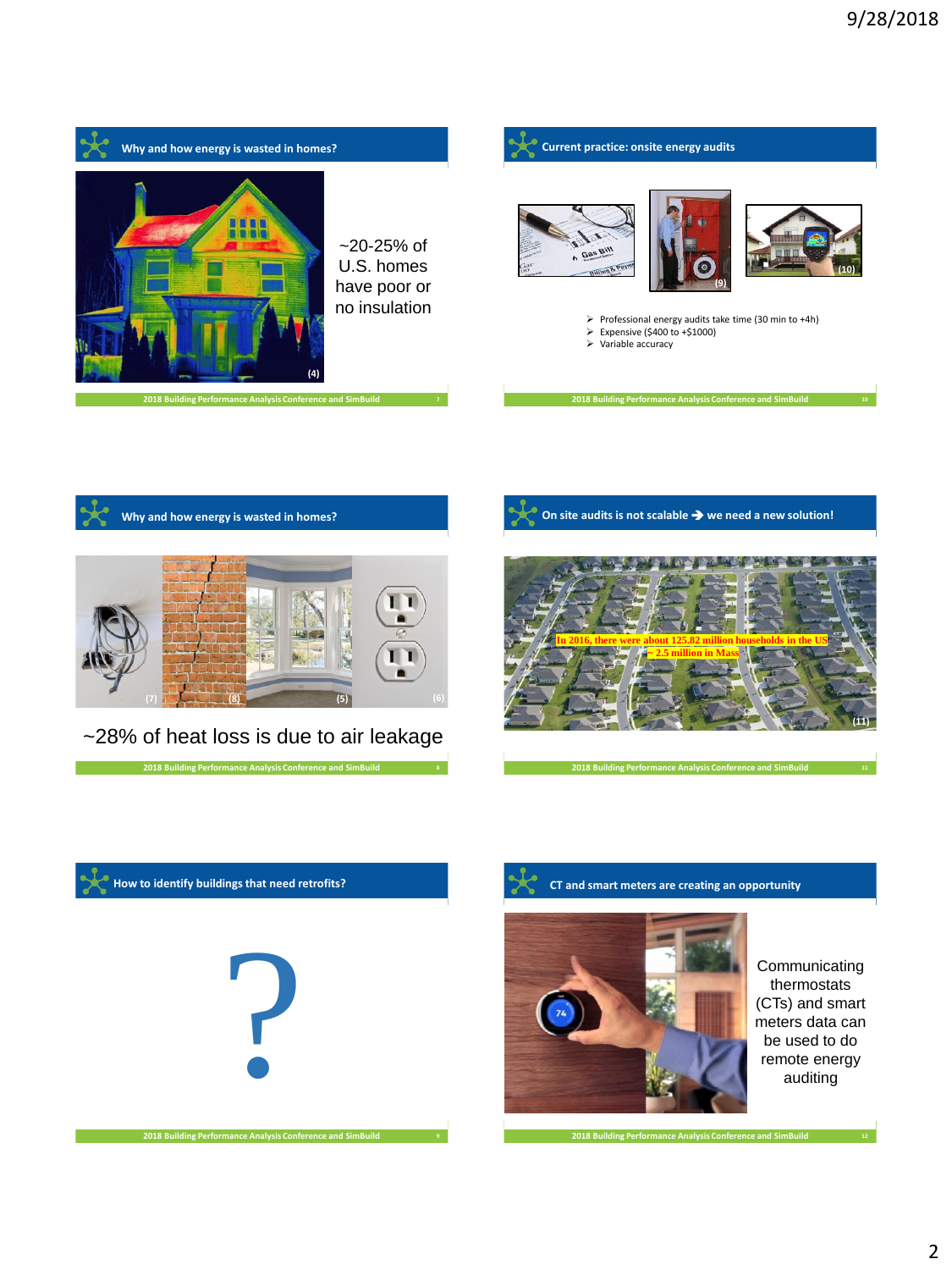## Why and how energy is wasted in homes?

(4)

~20-25% of U.S. homes have poor or no insulation

## Why and how energy is wasted in homes?

(7) (8) (5) (6)

~28% of heat loss is due to air leakage

## How to identify buildings that need retrofits?

?

## Current practice: onsite energy audits

(9) (10)

- Professional energy audits take time (30 min to +4h)
- Expensive ($400 to +$1000)
- Variable accuracy

## On site audits is not scalable ➔ we need a new solution!

In 2016, there were about 125.82 million households in the US

~ 2.5 million in Mass

(11)

## CT and smart meters are creating an opportunity

Communicating thermostats (CTs) and smart meters data can be used to do remote energy auditing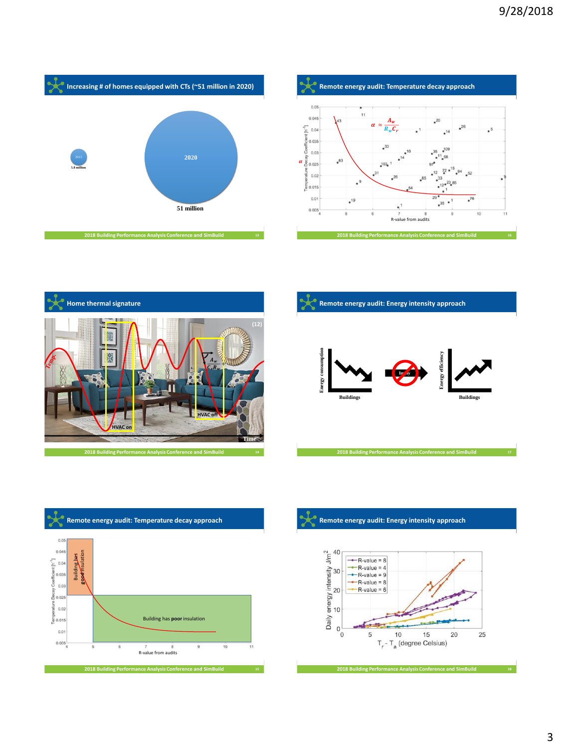## Increasing # of homes equipped with CTs (~51 million in 2020)

2015

5.8 million

2020

51 million

## Remote energy audit: Temperature decay approach

$\alpha \approx \frac{A_w}{R_w C_r}$

Temperature Decay Coefficient [h⁻¹]

R-value from audits

## Home thermal signature

Temp

HVAC on

HVAC off

$\frac{A_w}{C_r R_w}$

Time

## Remote energy audit: Energy intensity approach

Energy consumption

Buildings

Energy efficiency

Buildings

## Remote energy audit: Temperature decay approach

Building has good insulation

Building has **poor** insulation

Temperature Decay Coefficient [h⁻¹]

R-value from audits

## Remote energy audit: Energy intensity approach

Daily energy intensity J/m²

- R-value = 8
- R-value = 4
- R-value = 9
- R-value = 8
- R-value = 6

$T_r - T_a$ (degree Celsius)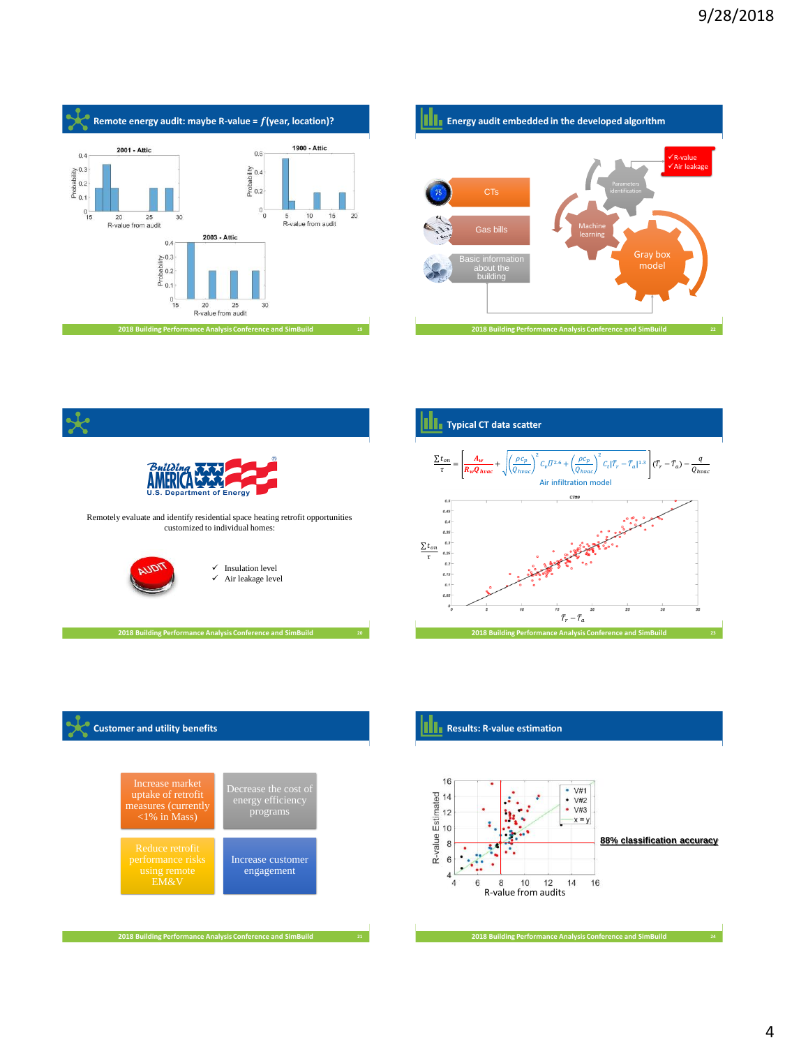## Remote energy audit: maybe R-value = $f$(year, location)?

2001 - Attic

1900 - Attic

2003 - Attic

Probability

R-value from audit

## Remotely evaluate and identify residential space heating retrofit opportunities

Building America — U.S. Department of Energy

Remotely evaluate and identify residential space heating retrofit opportunities customized to individual homes:

AUDIT

- ✓ Insulation level
- ✓ Air leakage level

## Customer and utility benefits

- Increase market uptake of retrofit measures (currently <1% in Mass)
- Decrease the cost of energy efficiency programs
- Reduce retrofit performance risks using remote EM&V
- Increase customer engagement

## Energy audit embedded in the developed algorithm

- CTs
- Gas bills
- Basic information about the building

Parameters identification — Machine learning — Gray box model

- ✓ R-value
- ✓ Air leakage

## Typical CT data scatter

$$\frac{\sum t_{on}}{\tau} = \left[ \frac{A_w}{R_w \dot{Q}_{hvac}} + \sqrt{\left(\frac{\rho c_p}{\dot{Q}_{hvac}}\right)^2 C_v \bar{U}^{2.6} + \left(\frac{\rho c_p}{\dot{Q}_{hvac}}\right)^2 C_t |\bar{T}_r - \bar{T}_a|^{1.3}} \right] (\bar{T}_r - \bar{T}_a) - \frac{q}{\dot{Q}_{hvac}}$$

Air infiltration model

$\frac{\sum t_{on}}{\tau}$ vs. $\bar{T}_r - \bar{T}_a$

## Results: R-value estimation

R-value Estimated vs. R-value from audits (V#1, V#2, V#3, x = y)

**88% classification accuracy**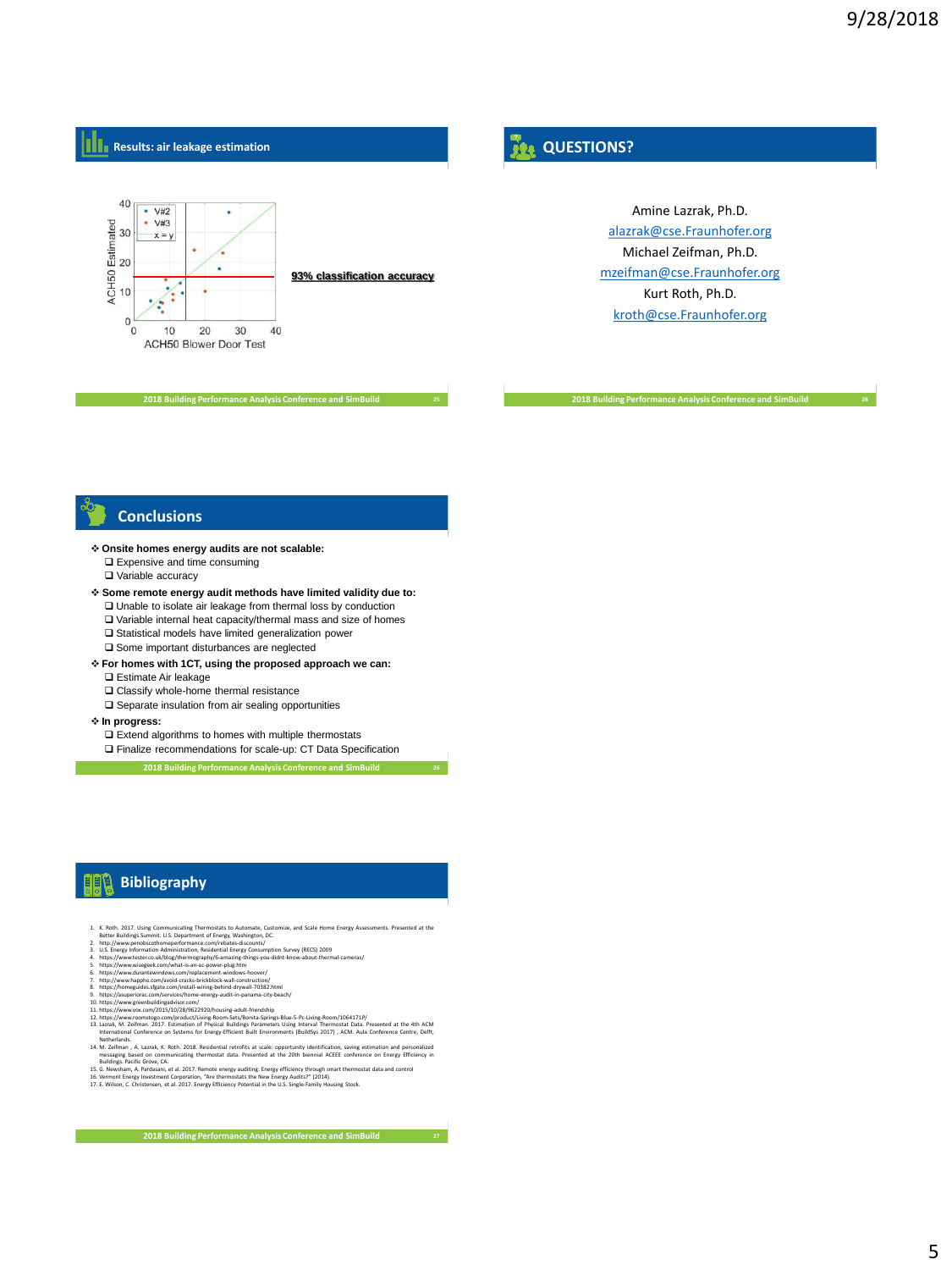## Results: air leakage estimation

V#2
V#3
x = y
ACH50 Estimated
ACH50 Blower Door Test
0
10
20
30
40
0
10
20
30
40

**93% classification accuracy**

## QUESTIONS?

Amine Lazrak, Ph.D.
alazrak@cse.Fraunhofer.org
Michael Zeifman, Ph.D.
mzeifman@cse.Fraunhofer.org
Kurt Roth, Ph.D.
kroth@cse.Fraunhofer.org

## Conclusions

- **Onsite homes energy audits are not scalable:**
  - Expensive and time consuming
  - Variable accuracy
- **Some remote energy audit methods have limited validity due to:**
  - Unable to isolate air leakage from thermal loss by conduction
  - Variable internal heat capacity/thermal mass and size of homes
  - Statistical models have limited generalization power
  - Some important disturbances are neglected
- **For homes with 1CT, using the proposed approach we can:**
  - Estimate Air leakage
  - Classify whole-home thermal resistance
  - Separate insulation from air sealing opportunities
- **In progress:**
  - Extend algorithms to homes with multiple thermostats
  - Finalize recommendations for scale-up: CT Data Specification

## Bibliography

1. K. Roth. 2017. Using Communicating Thermostats to Automate, Customize, and Scale Home Energy Assessments. Presented at the Better Buildings Summit. U.S. Department of Energy, Washington, DC.
2. http://www.penobscothomeperformance.com/rebates-discounts/
3. U.S. Energy Information Administration, Residential Energy Consumption Survey (RECS) 2009
4. https://www.testerco.uk/blog/thermography/6-amazing-things-you-didnt-know-about-thermal-cameras/
5. https://www.wisegeek.com/what-is-an-ac-power-plug.htm
6. https://www.durantewindows.com/replacement-windows-hoover/
7. http://www.happho.com/avoid-cracks-brickblock-wall-construction/
8. https://homeguides.sfgate.com/install-wiring-behind-drywall-70382.html
9. https://asuperiorac.com/services/home-energy-audit-in-panama-city-beach/
10. https://www.greenbuildingadvisor.com/
11. https://www.vox.com/2015/10/28/9622920/housing-adult-friendship
12. https://www.roomstogo.com/product/Living-Room-Sets/Bonita-Springs-Blue-5-Pc-Living-Room/1064171P/
13. Lazrak, M. Zeifman. 2017. Estimation of Physical Buildings Parameters Using Interval Thermostat Data. Presented at the 4th ACM International Conference on Systems for Energy-Efficient Built Environments (BuildSys 2017) , ACM. Aula Conference Centre, Delft, Netherlands.
14. M. Zeifman , A. Lazrak, K. Roth. 2018. Residential retrofits at scale: opportunity identification, saving estimation and personalized messaging based on communicating thermostat data. Presented at the 20th biennial ACEEE conference on Energy Efficiency in Buildings. Pacific Grove, CA.
15. G. Newsham, A. Pardasani, et al. 2017. Remote energy auditing: Energy efficiency through smart thermostat data and control
16. Vermont Energy Investment Corporation, "Are thermostats the New Energy Audits?" (2014).
17. E. Wilson, C. Christensen, et al. 2017. Energy Efficiency Potential in the U.S. Single-Family Housing Stock.